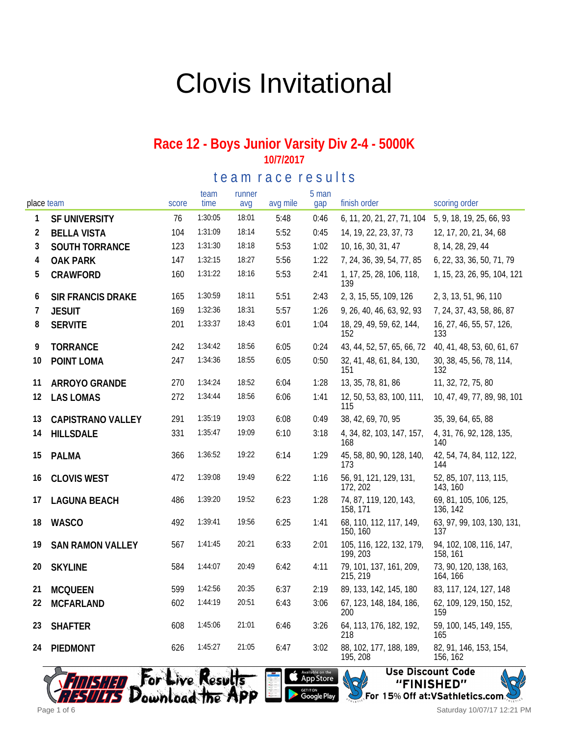# Clovis Invitational

## Race 12 - Boys Junior Varsity Div 2-4 - 5000K

**10/7/2017**

### team race results

| place | team | score | team time | runner avg | avg mile | 5 man gap | finish order | scoring order |
|---|---|---|---|---|---|---|---|---|
| 1 | SF UNIVERSITY | 76 | 1:30:05 | 18:01 | 5:48 | 0:46 | 6, 11, 20, 21, 27, 71, 104 | 5, 9, 18, 19, 25, 66, 93 |
| 2 | BELLA VISTA | 104 | 1:31:09 | 18:14 | 5:52 | 0:45 | 14, 19, 22, 23, 37, 73 | 12, 17, 20, 21, 34, 68 |
| 3 | SOUTH TORRANCE | 123 | 1:31:30 | 18:18 | 5:53 | 1:02 | 10, 16, 30, 31, 47 | 8, 14, 28, 29, 44 |
| 4 | OAK PARK | 147 | 1:32:15 | 18:27 | 5:56 | 1:22 | 7, 24, 36, 39, 54, 77, 85 | 6, 22, 33, 36, 50, 71, 79 |
| 5 | CRAWFORD | 160 | 1:31:22 | 18:16 | 5:53 | 2:41 | 1, 17, 25, 28, 106, 118, 139 | 1, 15, 23, 26, 95, 104, 121 |
| 6 | SIR FRANCIS DRAKE | 165 | 1:30:59 | 18:11 | 5:51 | 2:43 | 2, 3, 15, 55, 109, 126 | 2, 3, 13, 51, 96, 110 |
| 7 | JESUIT | 169 | 1:32:36 | 18:31 | 5:57 | 1:26 | 9, 26, 40, 46, 63, 92, 93 | 7, 24, 37, 43, 58, 86, 87 |
| 8 | SERVITE | 201 | 1:33:37 | 18:43 | 6:01 | 1:04 | 18, 29, 49, 59, 62, 144, 152 | 16, 27, 46, 55, 57, 126, 133 |
| 9 | TORRANCE | 242 | 1:34:42 | 18:56 | 6:05 | 0:24 | 43, 44, 52, 57, 65, 66, 72 | 40, 41, 48, 53, 60, 61, 67 |
| 10 | POINT LOMA | 247 | 1:34:36 | 18:55 | 6:05 | 0:50 | 32, 41, 48, 61, 84, 130, 151 | 30, 38, 45, 56, 78, 114, 132 |
| 11 | ARROYO GRANDE | 270 | 1:34:24 | 18:52 | 6:04 | 1:28 | 13, 35, 78, 81, 86 | 11, 32, 72, 75, 80 |
| 12 | LAS LOMAS | 272 | 1:34:44 | 18:56 | 6:06 | 1:41 | 12, 50, 53, 83, 100, 111, 115 | 10, 47, 49, 77, 89, 98, 101 |
| 13 | CAPISTRANO VALLEY | 291 | 1:35:19 | 19:03 | 6:08 | 0:49 | 38, 42, 69, 70, 95 | 35, 39, 64, 65, 88 |
| 14 | HILLSDALE | 331 | 1:35:47 | 19:09 | 6:10 | 3:18 | 4, 34, 82, 103, 147, 157, 168 | 4, 31, 76, 92, 128, 135, 140 |
| 15 | PALMA | 366 | 1:36:52 | 19:22 | 6:14 | 1:29 | 45, 58, 80, 90, 128, 140, 173 | 42, 54, 74, 84, 112, 122, 144 |
| 16 | CLOVIS WEST | 472 | 1:39:08 | 19:49 | 6:22 | 1:16 | 56, 91, 121, 129, 131, 172, 202 | 52, 85, 107, 113, 115, 143, 160 |
| 17 | LAGUNA BEACH | 486 | 1:39:20 | 19:52 | 6:23 | 1:28 | 74, 87, 119, 120, 143, 158, 171 | 69, 81, 105, 106, 125, 136, 142 |
| 18 | WASCO | 492 | 1:39:41 | 19:56 | 6:25 | 1:41 | 68, 110, 112, 117, 149, 150, 160 | 63, 97, 99, 103, 130, 131, 137 |
| 19 | SAN RAMON VALLEY | 567 | 1:41:45 | 20:21 | 6:33 | 2:01 | 105, 116, 122, 132, 179, 199, 203 | 94, 102, 108, 116, 147, 158, 161 |
| 20 | SKYLINE | 584 | 1:44:07 | 20:49 | 6:42 | 4:11 | 79, 101, 137, 161, 209, 215, 219 | 73, 90, 120, 138, 163, 164, 166 |
| 21 | MCQUEEN | 599 | 1:42:56 | 20:35 | 6:37 | 2:19 | 89, 133, 142, 145, 180 | 83, 117, 124, 127, 148 |
| 22 | MCFARLAND | 602 | 1:44:19 | 20:51 | 6:43 | 3:06 | 67, 123, 148, 184, 186, 200 | 62, 109, 129, 150, 152, 159 |
| 23 | SHAFTER | 608 | 1:45:06 | 21:01 | 6:46 | 3:26 | 64, 113, 176, 182, 192, 218 | 59, 100, 145, 149, 155, 165 |
| 24 | PIEDMONT | 626 | 1:45:27 | 21:05 | 6:47 | 3:02 | 88, 102, 177, 188, 189, 195, 208 | 82, 91, 146, 153, 154, 156, 162 |

For Live Results Download the App — Available on the App Store / Get it on Google Play

Use Discount Code "FINISHED" For 15% Off at:VSathletics.com

Saturday 10/07/17 12:21 PM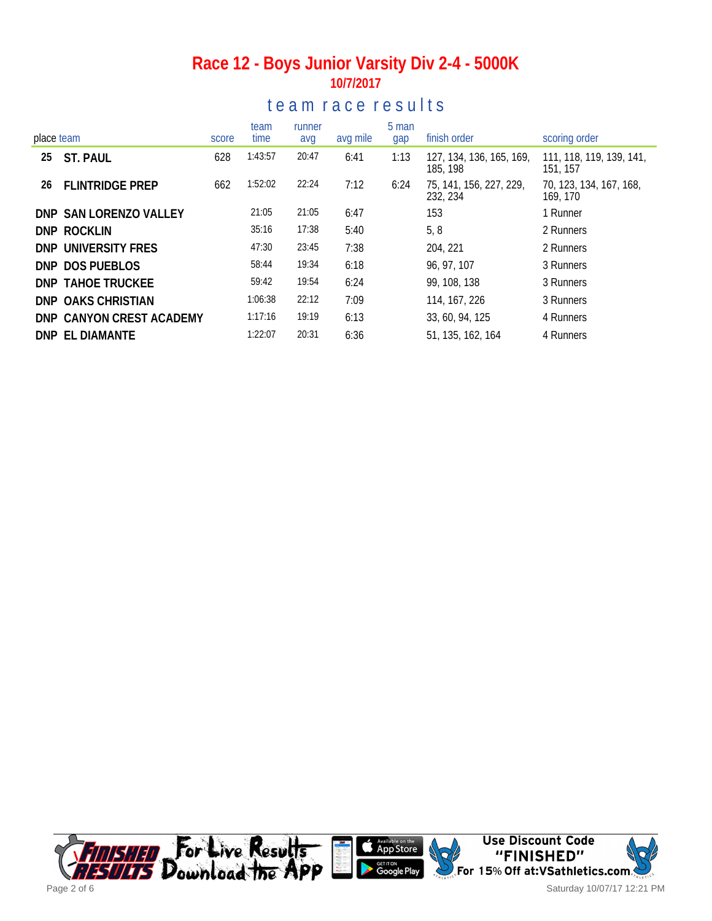# Race 12 - Boys Junior Varsity Div 2-4 - 5000K

**10/7/2017**

## team race results

| place | team | score | team time | runner avg | avg mile | 5 man gap | finish order | scoring order |
|---|---|---|---|---|---|---|---|---|
| 25 | ST. PAUL | 628 | 1:43:57 | 20:47 | 6:41 | 1:13 | 127, 134, 136, 165, 169, 185, 198 | 111, 118, 119, 139, 141, 151, 157 |
| 26 | FLINTRIDGE PREP | 662 | 1:52:02 | 22:24 | 7:12 | 6:24 | 75, 141, 156, 227, 229, 232, 234 | 70, 123, 134, 167, 168, 169, 170 |
| DNP | SAN LORENZO VALLEY | | 21:05 | 21:05 | 6:47 | | 153 | 1 Runner |
| DNP | ROCKLIN | | 35:16 | 17:38 | 5:40 | | 5, 8 | 2 Runners |
| DNP | UNIVERSITY FRES | | 47:30 | 23:45 | 7:38 | | 204, 221 | 2 Runners |
| DNP | DOS PUEBLOS | | 58:44 | 19:34 | 6:18 | | 96, 97, 107 | 3 Runners |
| DNP | TAHOE TRUCKEE | | 59:42 | 19:54 | 6:24 | | 99, 108, 138 | 3 Runners |
| DNP | OAKS CHRISTIAN | | 1:06:38 | 22:12 | 7:09 | | 114, 167, 226 | 3 Runners |
| DNP | CANYON CREST ACADEMY | | 1:17:16 | 19:19 | 6:13 | | 33, 60, 94, 125 | 4 Runners |
| DNP | EL DIAMANTE | | 1:22:07 | 20:31 | 6:36 | | 51, 135, 162, 164 | 4 Runners |

Finished Results — For Live Results Download the App — Available on the App Store — Get it on Google Play

Use Discount Code "FINISHED" For 15% Off at:VSathletics.com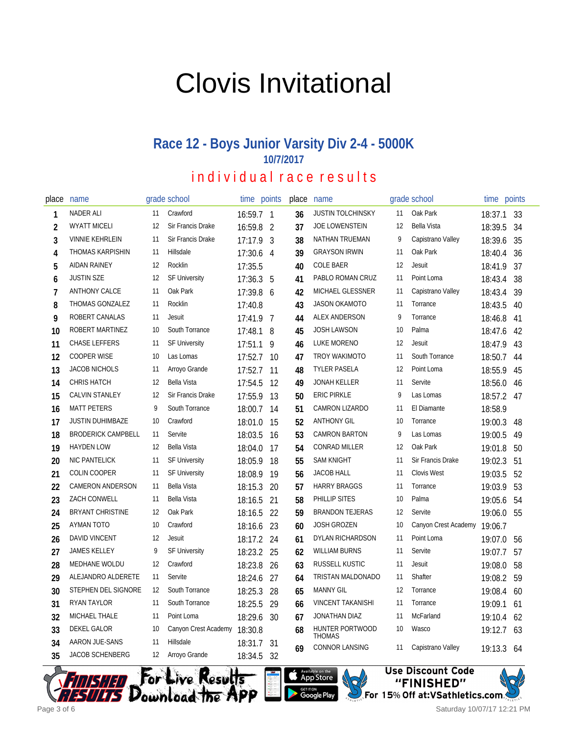# Clovis Invitational

## Race 12 - Boys Junior Varsity Div 2-4 - 5000K

**10/7/2017**

### individual race results

| place | name | grade | school | time | points |
|---|---|---|---|---|---|
| 1 | NADER ALI | 11 | Crawford | 16:59.7 | 1 |
| 2 | WYATT MICELI | 12 | Sir Francis Drake | 16:59.8 | 2 |
| 3 | VINNIE KEHRLEIN | 11 | Sir Francis Drake | 17:17.9 | 3 |
| 4 | THOMAS KARPISHIN | 11 | Hillsdale | 17:30.6 | 4 |
| 5 | AIDAN RAINEY | 12 | Rocklin | 17:35.5 | |
| 6 | JUSTIN SZE | 12 | SF University | 17:36.3 | 5 |
| 7 | ANTHONY CALCE | 11 | Oak Park | 17:39.8 | 6 |
| 8 | THOMAS GONZALEZ | 11 | Rocklin | 17:40.8 | |
| 9 | ROBERT CANALAS | 11 | Jesuit | 17:41.9 | 7 |
| 10 | ROBERT MARTINEZ | 10 | South Torrance | 17:48.1 | 8 |
| 11 | CHASE LEFFERS | 11 | SF University | 17:51.1 | 9 |
| 12 | COOPER WISE | 10 | Las Lomas | 17:52.7 | 10 |
| 13 | JACOB NICHOLS | 11 | Arroyo Grande | 17:52.7 | 11 |
| 14 | CHRIS HATCH | 12 | Bella Vista | 17:54.5 | 12 |
| 15 | CALVIN STANLEY | 12 | Sir Francis Drake | 17:55.9 | 13 |
| 16 | MATT PETERS | 9 | South Torrance | 18:00.7 | 14 |
| 17 | JUSTIN DUHIMBAZE | 10 | Crawford | 18:01.0 | 15 |
| 18 | BRODERICK CAMPBELL | 11 | Servite | 18:03.5 | 16 |
| 19 | HAYDEN LOW | 12 | Bella Vista | 18:04.0 | 17 |
| 20 | NIC PANTELICK | 11 | SF University | 18:05.9 | 18 |
| 21 | COLIN COOPER | 11 | SF University | 18:08.9 | 19 |
| 22 | CAMERON ANDERSON | 11 | Bella Vista | 18:15.3 | 20 |
| 23 | ZACH CONWELL | 11 | Bella Vista | 18:16.5 | 21 |
| 24 | BRYANT CHRISTINE | 12 | Oak Park | 18:16.5 | 22 |
| 25 | AYMAN TOTO | 10 | Crawford | 18:16.6 | 23 |
| 26 | DAVID VINCENT | 12 | Jesuit | 18:17.2 | 24 |
| 27 | JAMES KELLEY | 9 | SF University | 18:23.2 | 25 |
| 28 | MEDHANE WOLDU | 12 | Crawford | 18:23.8 | 26 |
| 29 | ALEJANDRO ALDERETE | 11 | Servite | 18:24.6 | 27 |
| 30 | STEPHEN DEL SIGNORE | 12 | South Torrance | 18:25.3 | 28 |
| 31 | RYAN TAYLOR | 11 | South Torrance | 18:25.5 | 29 |
| 32 | MICHAEL THALE | 11 | Point Loma | 18:29.6 | 30 |
| 33 | DEKEL GALOR | 10 | Canyon Crest Academy | 18:30.8 | |
| 34 | AARON JUE-SANS | 11 | Hillsdale | 18:31.7 | 31 |
| 35 | JACOB SCHENBERG | 12 | Arroyo Grande | 18:34.5 | 32 |
| 36 | JUSTIN TOLCHINSKY | 11 | Oak Park | 18:37.1 | 33 |
| 37 | JOE LOWENSTEIN | 12 | Bella Vista | 18:39.5 | 34 |
| 38 | NATHAN TRUEMAN | 9 | Capistrano Valley | 18:39.6 | 35 |
| 39 | GRAYSON IRWIN | 11 | Oak Park | 18:40.4 | 36 |
| 40 | COLE BAER | 12 | Jesuit | 18:41.9 | 37 |
| 41 | PABLO ROMAN CRUZ | 11 | Point Loma | 18:43.4 | 38 |
| 42 | MICHAEL GLESSNER | 11 | Capistrano Valley | 18:43.4 | 39 |
| 43 | JASON OKAMOTO | 11 | Torrance | 18:43.5 | 40 |
| 44 | ALEX ANDERSON | 9 | Torrance | 18:46.8 | 41 |
| 45 | JOSH LAWSON | 10 | Palma | 18:47.6 | 42 |
| 46 | LUKE MORENO | 12 | Jesuit | 18:47.9 | 43 |
| 47 | TROY WAKIMOTO | 11 | South Torrance | 18:50.7 | 44 |
| 48 | TYLER PASELA | 12 | Point Loma | 18:55.9 | 45 |
| 49 | JONAH KELLER | 11 | Servite | 18:56.0 | 46 |
| 50 | ERIC PIRKLE | 9 | Las Lomas | 18:57.2 | 47 |
| 51 | CAMRON LIZARDO | 11 | El Diamante | 18:58.9 | |
| 52 | ANTHONY GIL | 10 | Torrance | 19:00.3 | 48 |
| 53 | CAMRON BARTON | 9 | Las Lomas | 19:00.5 | 49 |
| 54 | CONRAD MILLER | 12 | Oak Park | 19:01.8 | 50 |
| 55 | SAM KNIGHT | 11 | Sir Francis Drake | 19:02.3 | 51 |
| 56 | JACOB HALL | 11 | Clovis West | 19:03.5 | 52 |
| 57 | HARRY BRAGGS | 11 | Torrance | 19:03.9 | 53 |
| 58 | PHILLIP SITES | 10 | Palma | 19:05.6 | 54 |
| 59 | BRANDON TEJERAS | 12 | Servite | 19:06.0 | 55 |
| 60 | JOSH GROZEN | 10 | Canyon Crest Academy | 19:06.7 | |
| 61 | DYLAN RICHARDSON | 11 | Point Loma | 19:07.0 | 56 |
| 62 | WILLIAM BURNS | 11 | Servite | 19:07.7 | 57 |
| 63 | RUSSELL KUSTIC | 11 | Jesuit | 19:08.0 | 58 |
| 64 | TRISTAN MALDONADO | 11 | Shafter | 19:08.2 | 59 |
| 65 | MANNY GIL | 12 | Torrance | 19:08.4 | 60 |
| 66 | VINCENT TAKANISHI | 11 | Torrance | 19:09.1 | 61 |
| 67 | JONATHAN DIAZ | 11 | McFarland | 19:10.4 | 62 |
| 68 | HUNTER PORTWOOD THOMAS | 10 | Wasco | 19:12.7 | 63 |
| 69 | CONNOR LANSING | 11 | Capistrano Valley | 19:13.3 | 64 |

For Live Results Download the App — Use Discount Code "FINISHED" For 15% Off at:VSathletics.com

Saturday 10/07/17 12:21 PM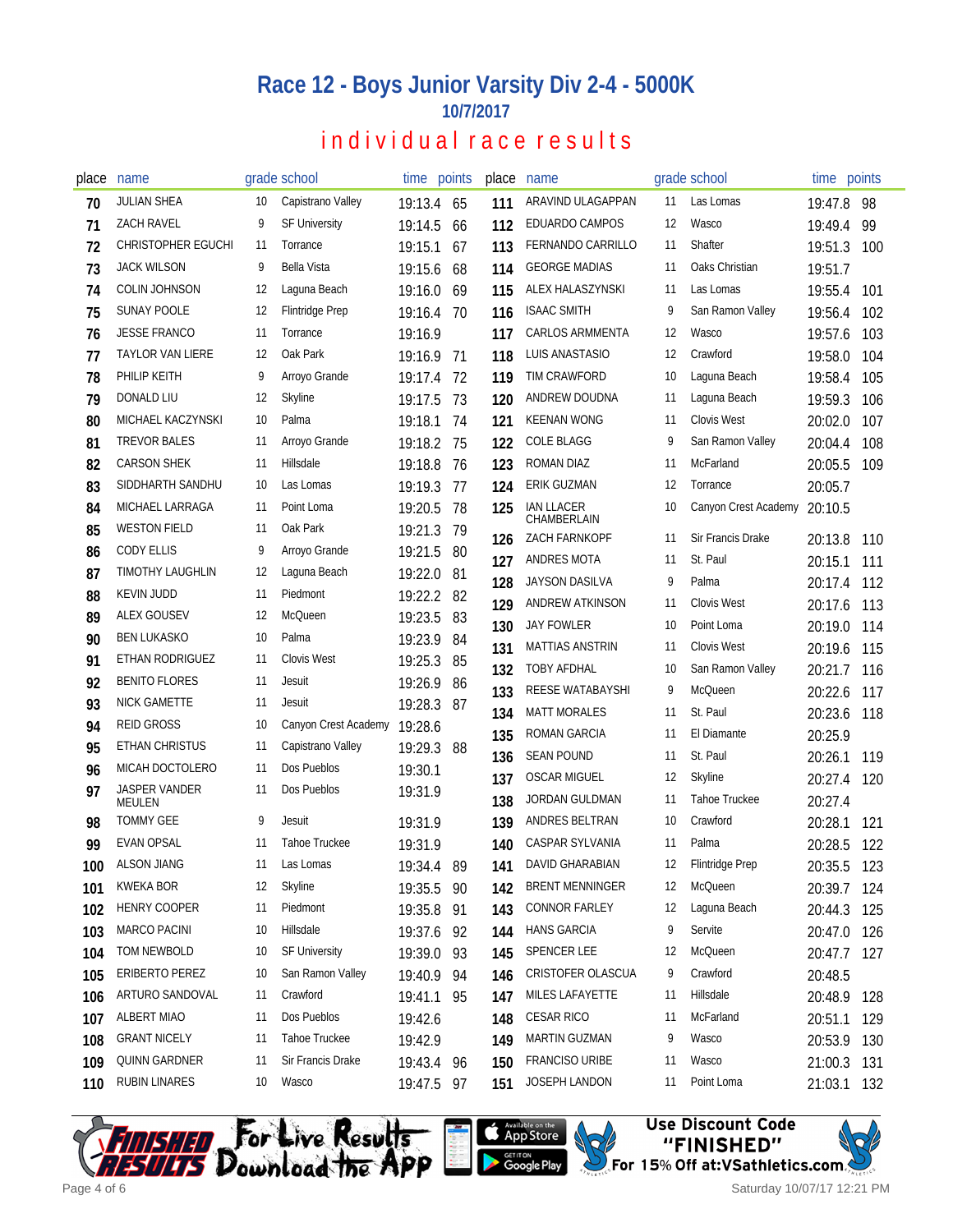# Race 12 - Boys Junior Varsity Div 2-4 - 5000K

## 10/7/2017

## individual race results

| place | name | grade | school | time | points |
|---|---|---|---|---|---|
| 70 | JULIAN SHEA | 10 | Capistrano Valley | 19:13.4 | 65 |
| 71 | ZACH RAVEL | 9 | SF University | 19:14.5 | 66 |
| 72 | CHRISTOPHER EGUCHI | 11 | Torrance | 19:15.1 | 67 |
| 73 | JACK WILSON | 9 | Bella Vista | 19:15.6 | 68 |
| 74 | COLIN JOHNSON | 12 | Laguna Beach | 19:16.0 | 69 |
| 75 | SUNAY POOLE | 12 | Flintridge Prep | 19:16.4 | 70 |
| 76 | JESSE FRANCO | 11 | Torrance | 19:16.9 | |
| 77 | TAYLOR VAN LIERE | 12 | Oak Park | 19:16.9 | 71 |
| 78 | PHILIP KEITH | 9 | Arroyo Grande | 19:17.4 | 72 |
| 79 | DONALD LIU | 12 | Skyline | 19:17.5 | 73 |
| 80 | MICHAEL KACZYNSKI | 10 | Palma | 19:18.1 | 74 |
| 81 | TREVOR BALES | 11 | Arroyo Grande | 19:18.2 | 75 |
| 82 | CARSON SHEK | 11 | Hillsdale | 19:18.8 | 76 |
| 83 | SIDDHARTH SANDHU | 10 | Las Lomas | 19:19.3 | 77 |
| 84 | MICHAEL LARRAGA | 11 | Point Loma | 19:20.5 | 78 |
| 85 | WESTON FIELD | 11 | Oak Park | 19:21.3 | 79 |
| 86 | CODY ELLIS | 9 | Arroyo Grande | 19:21.5 | 80 |
| 87 | TIMOTHY LAUGHLIN | 12 | Laguna Beach | 19:22.0 | 81 |
| 88 | KEVIN JUDD | 11 | Piedmont | 19:22.2 | 82 |
| 89 | ALEX GOUSEV | 12 | McQueen | 19:23.5 | 83 |
| 90 | BEN LUKASKO | 10 | Palma | 19:23.9 | 84 |
| 91 | ETHAN RODRIGUEZ | 11 | Clovis West | 19:25.3 | 85 |
| 92 | BENITO FLORES | 11 | Jesuit | 19:26.9 | 86 |
| 93 | NICK GAMETTE | 11 | Jesuit | 19:28.3 | 87 |
| 94 | REID GROSS | 10 | Canyon Crest Academy | 19:28.6 | |
| 95 | ETHAN CHRISTUS | 11 | Capistrano Valley | 19:29.3 | 88 |
| 96 | MICAH DOCTOLERO | 11 | Dos Pueblos | 19:30.1 | |
| 97 | JASPER VANDER MEULEN | 11 | Dos Pueblos | 19:31.9 | |
| 98 | TOMMY GEE | 9 | Jesuit | 19:31.9 | |
| 99 | EVAN OPSAL | 11 | Tahoe Truckee | 19:31.9 | |
| 100 | ALSON JIANG | 11 | Las Lomas | 19:34.4 | 89 |
| 101 | KWEKA BOR | 12 | Skyline | 19:35.5 | 90 |
| 102 | HENRY COOPER | 11 | Piedmont | 19:35.8 | 91 |
| 103 | MARCO PACINI | 10 | Hillsdale | 19:37.6 | 92 |
| 104 | TOM NEWBOLD | 10 | SF University | 19:39.0 | 93 |
| 105 | ERIBERTO PEREZ | 10 | San Ramon Valley | 19:40.9 | 94 |
| 106 | ARTURO SANDOVAL | 11 | Crawford | 19:41.1 | 95 |
| 107 | ALBERT MIAO | 11 | Dos Pueblos | 19:42.6 | |
| 108 | GRANT NICELY | 11 | Tahoe Truckee | 19:42.9 | |
| 109 | QUINN GARDNER | 11 | Sir Francis Drake | 19:43.4 | 96 |
| 110 | RUBIN LINARES | 10 | Wasco | 19:47.5 | 97 |
| 111 | ARAVIND ULAGAPPAN | 11 | Las Lomas | 19:47.8 | 98 |
| 112 | EDUARDO CAMPOS | 12 | Wasco | 19:49.4 | 99 |
| 113 | FERNANDO CARRILLO | 11 | Shafter | 19:51.3 | 100 |
| 114 | GEORGE MADIAS | 11 | Oaks Christian | 19:51.7 | |
| 115 | ALEX HALASZYNSKI | 11 | Las Lomas | 19:55.4 | 101 |
| 116 | ISAAC SMITH | 9 | San Ramon Valley | 19:56.4 | 102 |
| 117 | CARLOS ARMMENTA | 12 | Wasco | 19:57.6 | 103 |
| 118 | LUIS ANASTASIO | 12 | Crawford | 19:58.0 | 104 |
| 119 | TIM CRAWFORD | 10 | Laguna Beach | 19:58.4 | 105 |
| 120 | ANDREW DOUDNA | 11 | Laguna Beach | 19:59.3 | 106 |
| 121 | KEENAN WONG | 11 | Clovis West | 20:02.0 | 107 |
| 122 | COLE BLAGG | 9 | San Ramon Valley | 20:04.4 | 108 |
| 123 | ROMAN DIAZ | 11 | McFarland | 20:05.5 | 109 |
| 124 | ERIK GUZMAN | 12 | Torrance | 20:05.7 | |
| 125 | IAN LLACER CHAMBERLAIN | 10 | Canyon Crest Academy | 20:10.5 | |
| 126 | ZACH FARNKOPF | 11 | Sir Francis Drake | 20:13.8 | 110 |
| 127 | ANDRES MOTA | 11 | St. Paul | 20:15.1 | 111 |
| 128 | JAYSON DASILVA | 9 | Palma | 20:17.4 | 112 |
| 129 | ANDREW ATKINSON | 11 | Clovis West | 20:17.6 | 113 |
| 130 | JAY FOWLER | 10 | Point Loma | 20:19.0 | 114 |
| 131 | MATTIAS ANSTRIN | 11 | Clovis West | 20:19.6 | 115 |
| 132 | TOBY AFDHAL | 10 | San Ramon Valley | 20:21.7 | 116 |
| 133 | REESE WATABAYSHI | 9 | McQueen | 20:22.6 | 117 |
| 134 | MATT MORALES | 11 | St. Paul | 20:23.6 | 118 |
| 135 | ROMAN GARCIA | 11 | El Diamante | 20:25.9 | |
| 136 | SEAN POUND | 11 | St. Paul | 20:26.1 | 119 |
| 137 | OSCAR MIGUEL | 12 | Skyline | 20:27.4 | 120 |
| 138 | JORDAN GULDMAN | 11 | Tahoe Truckee | 20:27.4 | |
| 139 | ANDRES BELTRAN | 10 | Crawford | 20:28.1 | 121 |
| 140 | CASPAR SYLVANIA | 11 | Palma | 20:28.5 | 122 |
| 141 | DAVID GHARABIAN | 12 | Flintridge Prep | 20:35.5 | 123 |
| 142 | BRENT MENNINGER | 12 | McQueen | 20:39.7 | 124 |
| 143 | CONNOR FARLEY | 12 | Laguna Beach | 20:44.3 | 125 |
| 144 | HANS GARCIA | 9 | Servite | 20:47.0 | 126 |
| 145 | SPENCER LEE | 12 | McQueen | 20:47.7 | 127 |
| 146 | CRISTOFER OLASCUA | 9 | Crawford | 20:48.5 | |
| 147 | MILES LAFAYETTE | 11 | Hillsdale | 20:48.9 | 128 |
| 148 | CESAR RICO | 11 | McFarland | 20:51.1 | 129 |
| 149 | MARTIN GUZMAN | 9 | Wasco | 20:53.9 | 130 |
| 150 | FRANCISO URIBE | 11 | Wasco | 21:00.3 | 131 |
| 151 | JOSEPH LANDON | 11 | Point Loma | 21:03.1 | 132 |

For Live Results Download the App

Use Discount Code "FINISHED" For 15% Off at:VSathletics.com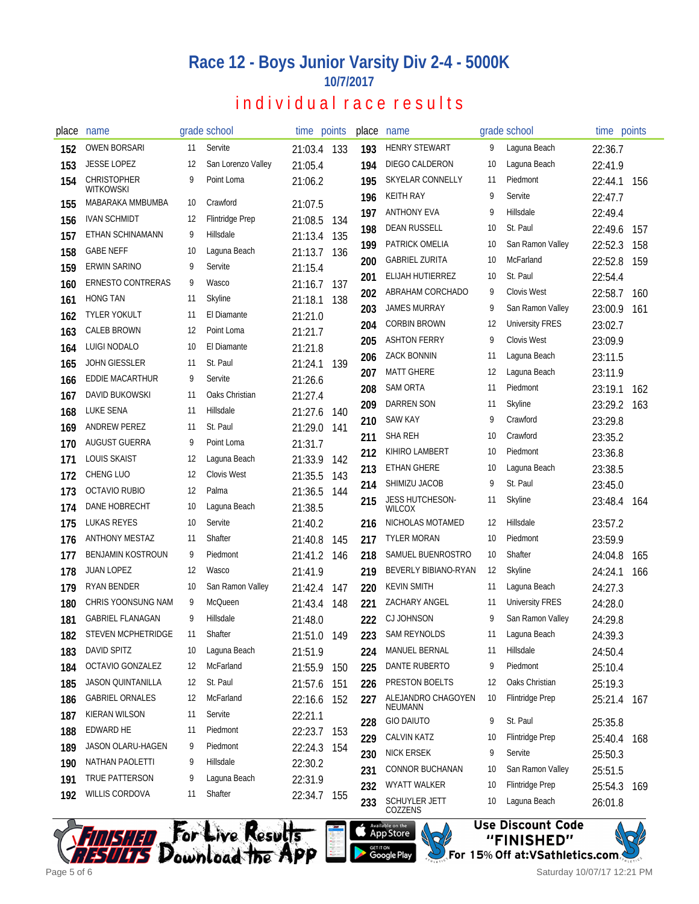# Race 12 - Boys Junior Varsity Div 2-4 - 5000K

**10/7/2017**

## individual race results

| place | name | grade | school | time | points |
|---|---|---|---|---|---|
| 152 | OWEN BORSARI | 11 | Servite | 21:03.4 | 133 |
| 153 | JESSE LOPEZ | 12 | San Lorenzo Valley | 21:05.4 | |
| 154 | CHRISTOPHER WITKOWSKI | 9 | Point Loma | 21:06.2 | |
| 155 | MABARAKA MMBUMBA | 10 | Crawford | 21:07.5 | |
| 156 | IVAN SCHMIDT | 12 | Flintridge Prep | 21:08.5 | 134 |
| 157 | ETHAN SCHINAMANN | 9 | Hillsdale | 21:13.4 | 135 |
| 158 | GABE NEFF | 10 | Laguna Beach | 21:13.7 | 136 |
| 159 | ERWIN SARINO | 9 | Servite | 21:15.4 | |
| 160 | ERNESTO CONTRERAS | 9 | Wasco | 21:16.7 | 137 |
| 161 | HONG TAN | 11 | Skyline | 21:18.1 | 138 |
| 162 | TYLER YOKULT | 11 | El Diamante | 21:21.0 | |
| 163 | CALEB BROWN | 12 | Point Loma | 21:21.7 | |
| 164 | LUIGI NODALO | 10 | El Diamante | 21:21.8 | |
| 165 | JOHN GIESSLER | 11 | St. Paul | 21:24.1 | 139 |
| 166 | EDDIE MACARTHUR | 9 | Servite | 21:26.6 | |
| 167 | DAVID BUKOWSKI | 11 | Oaks Christian | 21:27.4 | |
| 168 | LUKE SENA | 11 | Hillsdale | 21:27.6 | 140 |
| 169 | ANDREW PEREZ | 11 | St. Paul | 21:29.0 | 141 |
| 170 | AUGUST GUERRA | 9 | Point Loma | 21:31.7 | |
| 171 | LOUIS SKAIST | 12 | Laguna Beach | 21:33.9 | 142 |
| 172 | CHENG LUO | 12 | Clovis West | 21:35.5 | 143 |
| 173 | OCTAVIO RUBIO | 12 | Palma | 21:36.5 | 144 |
| 174 | DANE HOBRECHT | 10 | Laguna Beach | 21:38.5 | |
| 175 | LUKAS REYES | 10 | Servite | 21:40.2 | |
| 176 | ANTHONY MESTAZ | 11 | Shafter | 21:40.8 | 145 |
| 177 | BENJAMIN KOSTROUN | 9 | Piedmont | 21:41.2 | 146 |
| 178 | JUAN LOPEZ | 12 | Wasco | 21:41.9 | |
| 179 | RYAN BENDER | 10 | San Ramon Valley | 21:42.4 | 147 |
| 180 | CHRIS YOONSUNG NAM | 9 | McQueen | 21:43.4 | 148 |
| 181 | GABRIEL FLANAGAN | 9 | Hillsdale | 21:48.0 | |
| 182 | STEVEN MCPHETRIDGE | 11 | Shafter | 21:51.0 | 149 |
| 183 | DAVID SPITZ | 10 | Laguna Beach | 21:51.9 | |
| 184 | OCTAVIO GONZALEZ | 12 | McFarland | 21:55.9 | 150 |
| 185 | JASON QUINTANILLA | 12 | St. Paul | 21:57.6 | 151 |
| 186 | GABRIEL ORNALES | 12 | McFarland | 22:16.6 | 152 |
| 187 | KIERAN WILSON | 11 | Servite | 22:21.1 | |
| 188 | EDWARD HE | 11 | Piedmont | 22:23.7 | 153 |
| 189 | JASON OLARU-HAGEN | 9 | Piedmont | 22:24.3 | 154 |
| 190 | NATHAN PAOLETTI | 9 | Hillsdale | 22:30.2 | |
| 191 | TRUE PATTERSON | 9 | Laguna Beach | 22:31.9 | |
| 192 | WILLIS CORDOVA | 11 | Shafter | 22:34.7 | 155 |
| 193 | HENRY STEWART | 9 | Laguna Beach | 22:36.7 | |
| 194 | DIEGO CALDERON | 10 | Laguna Beach | 22:41.9 | |
| 195 | SKYELAR CONNELLY | 11 | Piedmont | 22:44.1 | 156 |
| 196 | KEITH RAY | 9 | Servite | 22:47.7 | |
| 197 | ANTHONY EVA | 9 | Hillsdale | 22:49.4 | |
| 198 | DEAN RUSSELL | 10 | St. Paul | 22:49.6 | 157 |
| 199 | PATRICK OMELIA | 10 | San Ramon Valley | 22:52.3 | 158 |
| 200 | GABRIEL ZURITA | 10 | McFarland | 22:52.8 | 159 |
| 201 | ELIJAH HUTIERREZ | 10 | St. Paul | 22:54.4 | |
| 202 | ABRAHAM CORCHADO | 9 | Clovis West | 22:58.7 | 160 |
| 203 | JAMES MURRAY | 9 | San Ramon Valley | 23:00.9 | 161 |
| 204 | CORBIN BROWN | 12 | University FRES | 23:02.7 | |
| 205 | ASHTON FERRY | 9 | Clovis West | 23:09.9 | |
| 206 | ZACK BONNIN | 11 | Laguna Beach | 23:11.5 | |
| 207 | MATT GHERE | 12 | Laguna Beach | 23:11.9 | |
| 208 | SAM ORTA | 11 | Piedmont | 23:19.1 | 162 |
| 209 | DARREN SON | 11 | Skyline | 23:29.2 | 163 |
| 210 | SAW KAY | 9 | Crawford | 23:29.8 | |
| 211 | SHA REH | 10 | Crawford | 23:35.2 | |
| 212 | KIHIRO LAMBERT | 10 | Piedmont | 23:36.8 | |
| 213 | ETHAN GHERE | 10 | Laguna Beach | 23:38.5 | |
| 214 | SHIMIZU JACOB | 9 | St. Paul | 23:45.0 | |
| 215 | JESS HUTCHESON-WILCOX | 11 | Skyline | 23:48.4 | 164 |
| 216 | NICHOLAS MOTAMED | 12 | Hillsdale | 23:57.2 | |
| 217 | TYLER MORAN | 10 | Piedmont | 23:59.9 | |
| 218 | SAMUEL BUENROSTRO | 10 | Shafter | 24:04.8 | 165 |
| 219 | BEVERLY BIBIANO-RYAN | 12 | Skyline | 24:24.1 | 166 |
| 220 | KEVIN SMITH | 11 | Laguna Beach | 24:27.3 | |
| 221 | ZACHARY ANGEL | 11 | University FRES | 24:28.0 | |
| 222 | CJ JOHNSON | 9 | San Ramon Valley | 24:29.8 | |
| 223 | SAM REYNOLDS | 11 | Laguna Beach | 24:39.3 | |
| 224 | MANUEL BERNAL | 11 | Hillsdale | 24:50.4 | |
| 225 | DANTE RUBERTO | 9 | Piedmont | 25:10.4 | |
| 226 | PRESTON BOELTS | 12 | Oaks Christian | 25:19.3 | |
| 227 | ALEJANDRO CHAGOYEN NEUMANN | 10 | Flintridge Prep | 25:21.4 | 167 |
| 228 | GIO DAIUTO | 9 | St. Paul | 25:35.8 | |
| 229 | CALVIN KATZ | 10 | Flintridge Prep | 25:40.4 | 168 |
| 230 | NICK ERSEK | 9 | Servite | 25:50.3 | |
| 231 | CONNOR BUCHANAN | 10 | San Ramon Valley | 25:51.5 | |
| 232 | WYATT WALKER | 10 | Flintridge Prep | 25:54.3 | 169 |
| 233 | SCHUYLER JETT COZZENS | 10 | Laguna Beach | 26:01.8 | |

For Live Results Download the App — Available on the App Store / Get it on Google Play

Use Discount Code "FINISHED" For 15% Off at:VSathletics.com

Saturday 10/07/17 12:21 PM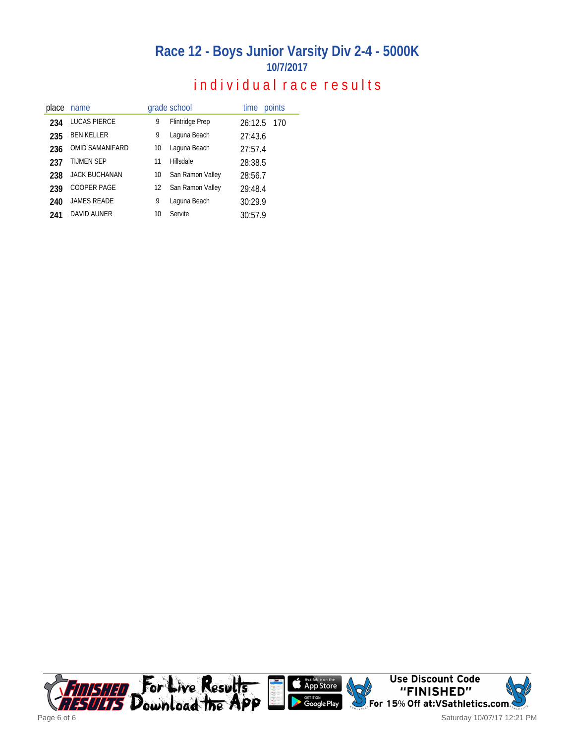# Race 12 - Boys Junior Varsity Div 2-4 - 5000K

## 10/7/2017

## individual race results

| place | name | grade | school | time | points |
|---|---|---|---|---|---|
| 234 | LUCAS PIERCE | 9 | Flintridge Prep | 26:12.5 | 170 |
| 235 | BEN KELLER | 9 | Laguna Beach | 27:43.6 | |
| 236 | OMID SAMANIFARD | 10 | Laguna Beach | 27:57.4 | |
| 237 | TIJMEN SEP | 11 | Hillsdale | 28:38.5 | |
| 238 | JACK BUCHANAN | 10 | San Ramon Valley | 28:56.7 | |
| 239 | COOPER PAGE | 12 | San Ramon Valley | 29:48.4 | |
| 240 | JAMES READE | 9 | Laguna Beach | 30:29.9 | |
| 241 | DAVID AUNER | 10 | Servite | 30:57.9 | |

Finished Results — For Live Results Download the App — Available on the App Store — Get it on Google Play

Use Discount Code "FINISHED" For 15% Off at:VSathletics.com

Saturday 10/07/17 12:21 PM